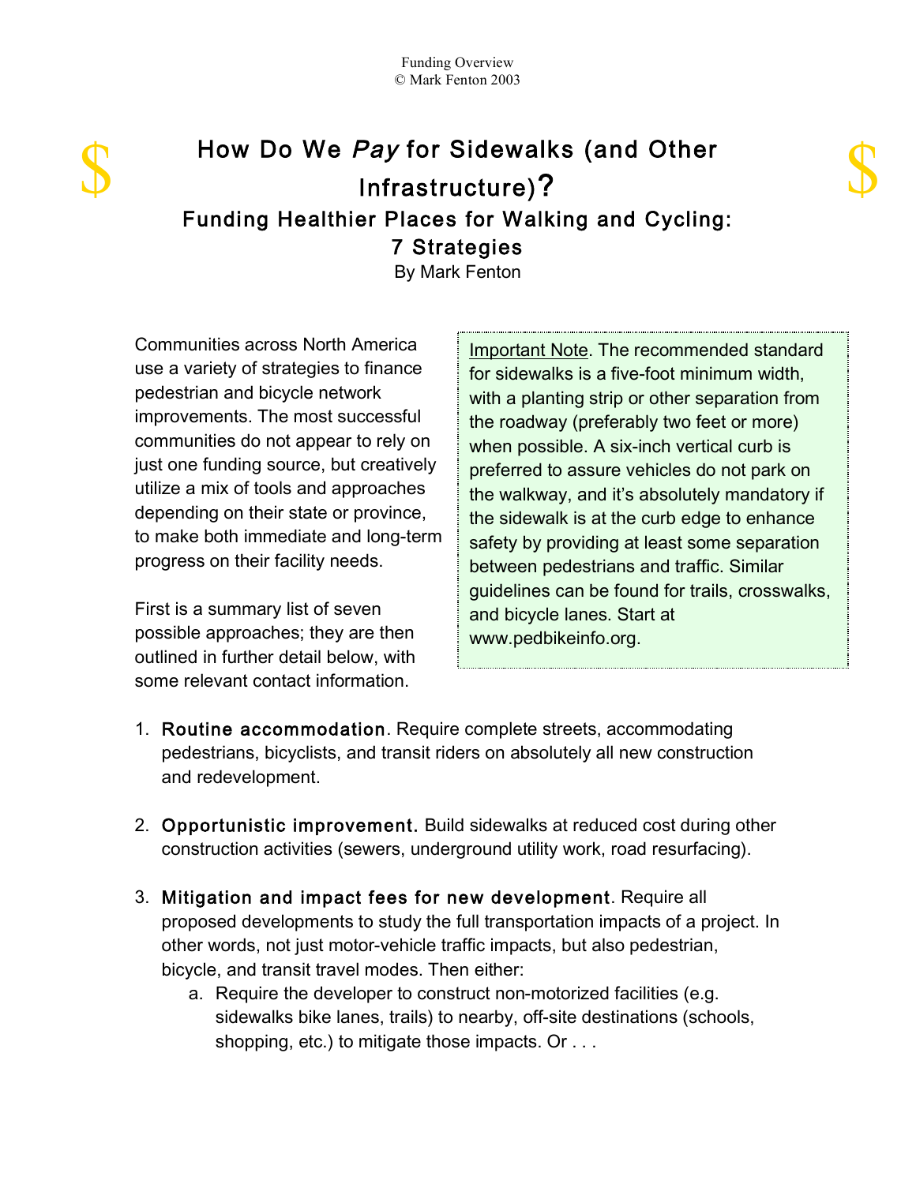Funding Overview
© Mark Fenton 2003

# How Do We *Pay* for Sidewalks (and Other Infrastructure)?

## Funding Healthier Places for Walking and Cycling: 7 Strategies

By Mark Fenton

Communities across North America use a variety of strategies to finance pedestrian and bicycle network improvements. The most successful communities do not appear to rely on just one funding source, but creatively utilize a mix of tools and approaches depending on their state or province, to make both immediate and long-term progress on their facility needs.

First is a summary list of seven possible approaches; they are then outlined in further detail below, with some relevant contact information.

> Important Note. The recommended standard for sidewalks is a five-foot minimum width, with a planting strip or other separation from the roadway (preferably two feet or more) when possible. A six-inch vertical curb is preferred to assure vehicles do not park on the walkway, and it's absolutely mandatory if the sidewalk is at the curb edge to enhance safety by providing at least some separation between pedestrians and traffic. Similar guidelines can be found for trails, crosswalks, and bicycle lanes. Start at www.pedbikeinfo.org.

1. **Routine accommodation**. Require complete streets, accommodating pedestrians, bicyclists, and transit riders on absolutely all new construction and redevelopment.

2. **Opportunistic improvement.** Build sidewalks at reduced cost during other construction activities (sewers, underground utility work, road resurfacing).

3. **Mitigation and impact fees for new development**. Require all proposed developments to study the full transportation impacts of a project. In other words, not just motor-vehicle traffic impacts, but also pedestrian, bicycle, and transit travel modes. Then either:
   a. Require the developer to construct non-motorized facilities (e.g. sidewalks bike lanes, trails) to nearby, off-site destinations (schools, shopping, etc.) to mitigate those impacts. Or . . .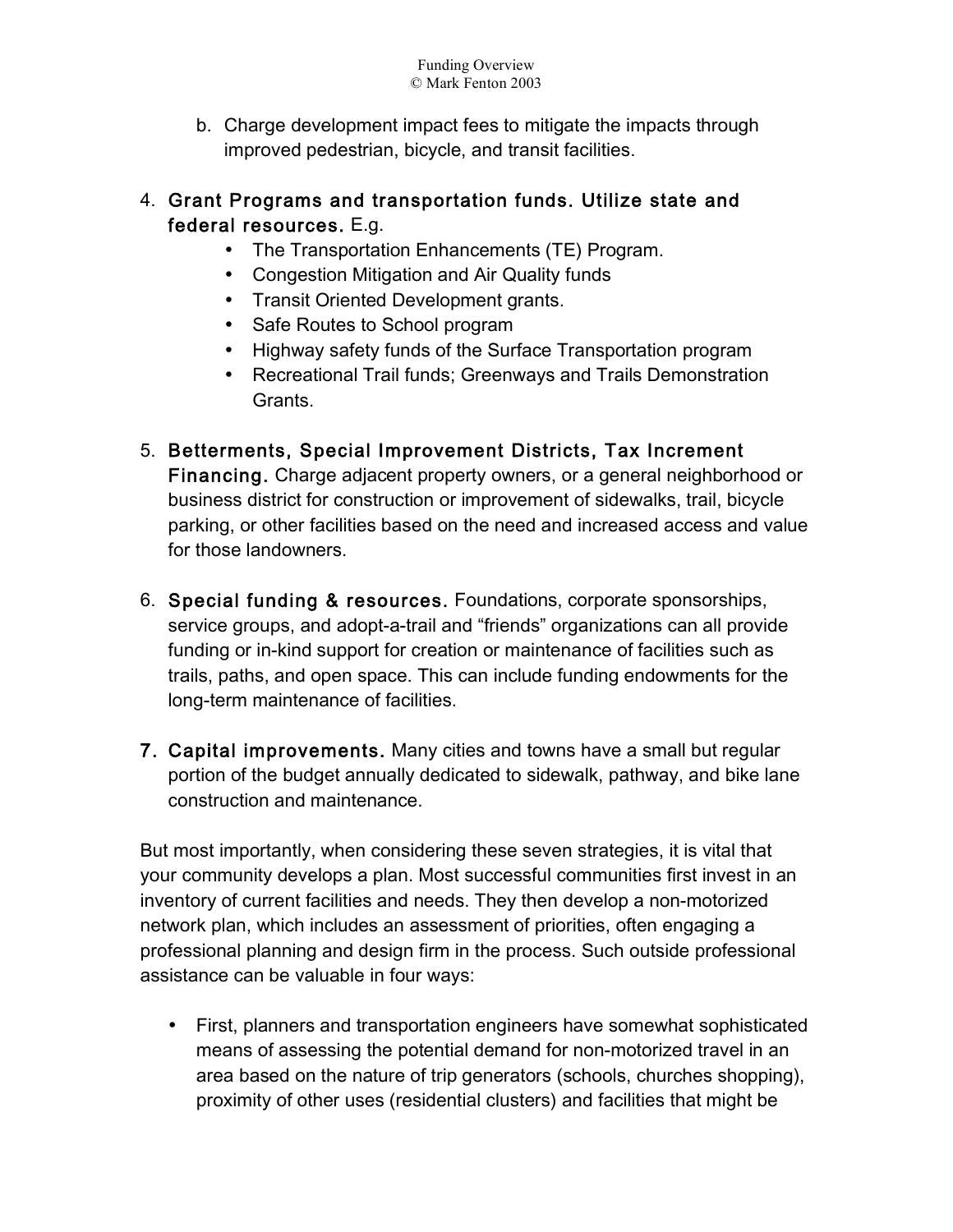b. Charge development impact fees to mitigate the impacts through improved pedestrian, bicycle, and transit facilities.

4. **Grant Programs and transportation funds. Utilize state and federal resources.** E.g.
   - The Transportation Enhancements (TE) Program.
   - Congestion Mitigation and Air Quality funds
   - Transit Oriented Development grants.
   - Safe Routes to School program
   - Highway safety funds of the Surface Transportation program
   - Recreational Trail funds; Greenways and Trails Demonstration Grants.

5. **Betterments, Special Improvement Districts, Tax Increment Financing.** Charge adjacent property owners, or a general neighborhood or business district for construction or improvement of sidewalks, trail, bicycle parking, or other facilities based on the need and increased access and value for those landowners.

6. **Special funding & resources.** Foundations, corporate sponsorships, service groups, and adopt-a-trail and "friends" organizations can all provide funding or in-kind support for creation or maintenance of facilities such as trails, paths, and open space. This can include funding endowments for the long-term maintenance of facilities.

7. **Capital improvements.** Many cities and towns have a small but regular portion of the budget annually dedicated to sidewalk, pathway, and bike lane construction and maintenance.

But most importantly, when considering these seven strategies, it is vital that your community develops a plan. Most successful communities first invest in an inventory of current facilities and needs. They then develop a non-motorized network plan, which includes an assessment of priorities, often engaging a professional planning and design firm in the process. Such outside professional assistance can be valuable in four ways:

- First, planners and transportation engineers have somewhat sophisticated means of assessing the potential demand for non-motorized travel in an area based on the nature of trip generators (schools, churches shopping), proximity of other uses (residential clusters) and facilities that might be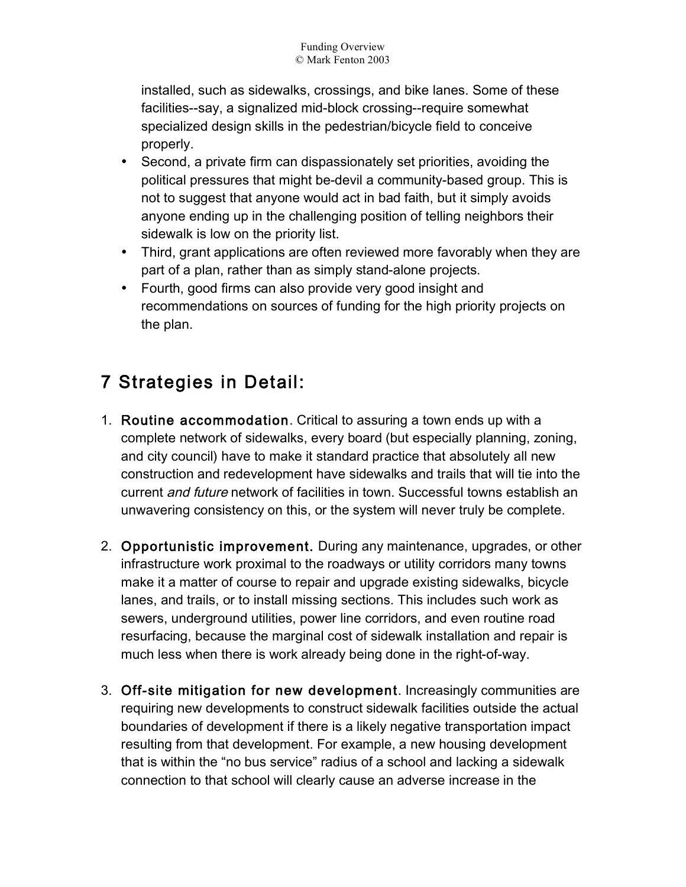installed, such as sidewalks, crossings, and bike lanes. Some of these facilities--say, a signalized mid-block crossing--require somewhat specialized design skills in the pedestrian/bicycle field to conceive properly.

- Second, a private firm can dispassionately set priorities, avoiding the political pressures that might be-devil a community-based group. This is not to suggest that anyone would act in bad faith, but it simply avoids anyone ending up in the challenging position of telling neighbors their sidewalk is low on the priority list.
- Third, grant applications are often reviewed more favorably when they are part of a plan, rather than as simply stand-alone projects.
- Fourth, good firms can also provide very good insight and recommendations on sources of funding for the high priority projects on the plan.

## 7 Strategies in Detail:

1. **Routine accommodation**. Critical to assuring a town ends up with a complete network of sidewalks, every board (but especially planning, zoning, and city council) have to make it standard practice that absolutely all new construction and redevelopment have sidewalks and trails that will tie into the current *and future* network of facilities in town. Successful towns establish an unwavering consistency on this, or the system will never truly be complete.

2. **Opportunistic improvement.** During any maintenance, upgrades, or other infrastructure work proximal to the roadways or utility corridors many towns make it a matter of course to repair and upgrade existing sidewalks, bicycle lanes, and trails, or to install missing sections. This includes such work as sewers, underground utilities, power line corridors, and even routine road resurfacing, because the marginal cost of sidewalk installation and repair is much less when there is work already being done in the right-of-way.

3. **Off-site mitigation for new development**. Increasingly communities are requiring new developments to construct sidewalk facilities outside the actual boundaries of development if there is a likely negative transportation impact resulting from that development. For example, a new housing development that is within the "no bus service" radius of a school and lacking a sidewalk connection to that school will clearly cause an adverse increase in the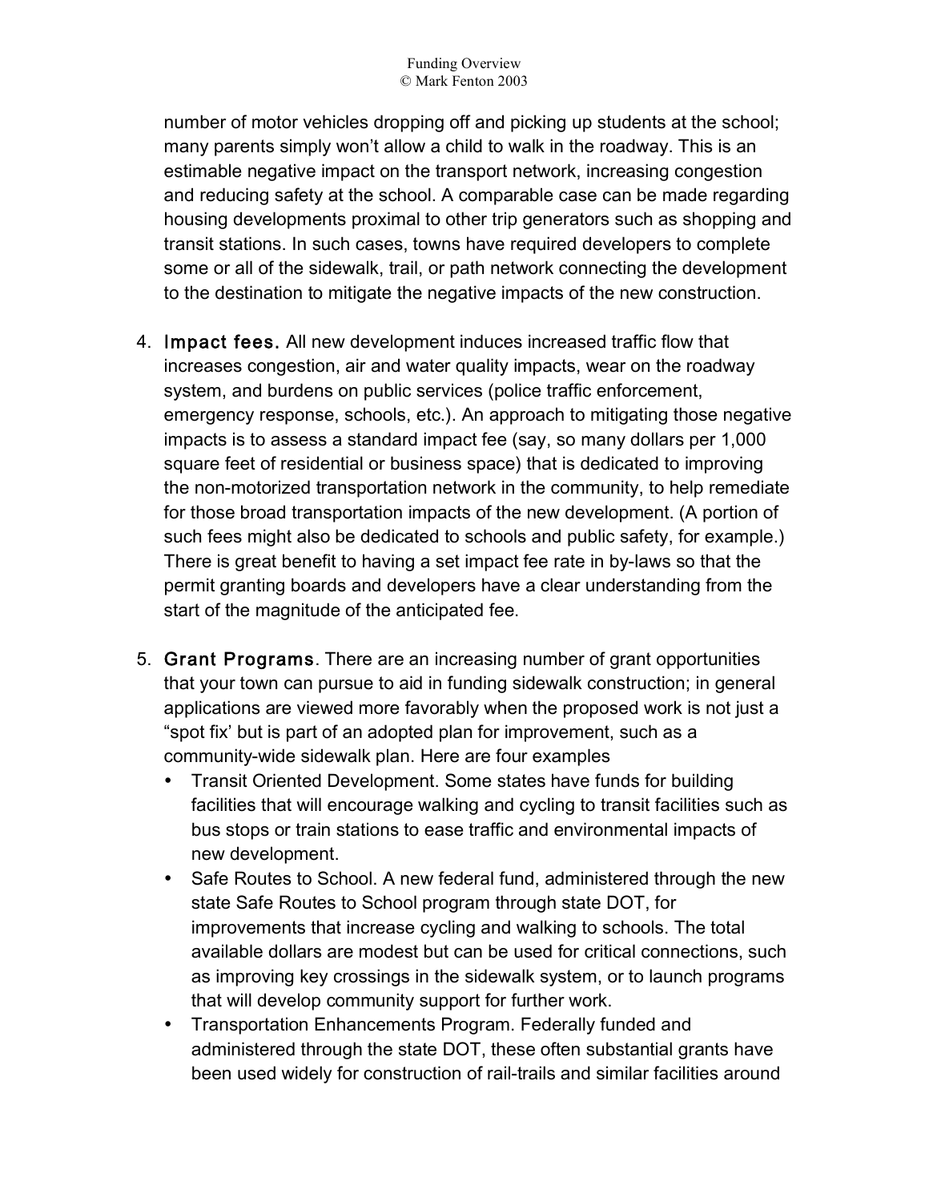number of motor vehicles dropping off and picking up students at the school; many parents simply won't allow a child to walk in the roadway. This is an estimable negative impact on the transport network, increasing congestion and reducing safety at the school. A comparable case can be made regarding housing developments proximal to other trip generators such as shopping and transit stations. In such cases, towns have required developers to complete some or all of the sidewalk, trail, or path network connecting the development to the destination to mitigate the negative impacts of the new construction.

4. **Impact fees.** All new development induces increased traffic flow that increases congestion, air and water quality impacts, wear on the roadway system, and burdens on public services (police traffic enforcement, emergency response, schools, etc.). An approach to mitigating those negative impacts is to assess a standard impact fee (say, so many dollars per 1,000 square feet of residential or business space) that is dedicated to improving the non-motorized transportation network in the community, to help remediate for those broad transportation impacts of the new development. (A portion of such fees might also be dedicated to schools and public safety, for example.) There is great benefit to having a set impact fee rate in by-laws so that the permit granting boards and developers have a clear understanding from the start of the magnitude of the anticipated fee.

5. **Grant Programs**. There are an increasing number of grant opportunities that your town can pursue to aid in funding sidewalk construction; in general applications are viewed more favorably when the proposed work is not just a "spot fix' but is part of an adopted plan for improvement, such as a community-wide sidewalk plan. Here are four examples
   - Transit Oriented Development. Some states have funds for building facilities that will encourage walking and cycling to transit facilities such as bus stops or train stations to ease traffic and environmental impacts of new development.
   - Safe Routes to School. A new federal fund, administered through the new state Safe Routes to School program through state DOT, for improvements that increase cycling and walking to schools. The total available dollars are modest but can be used for critical connections, such as improving key crossings in the sidewalk system, or to launch programs that will develop community support for further work.
   - Transportation Enhancements Program. Federally funded and administered through the state DOT, these often substantial grants have been used widely for construction of rail-trails and similar facilities around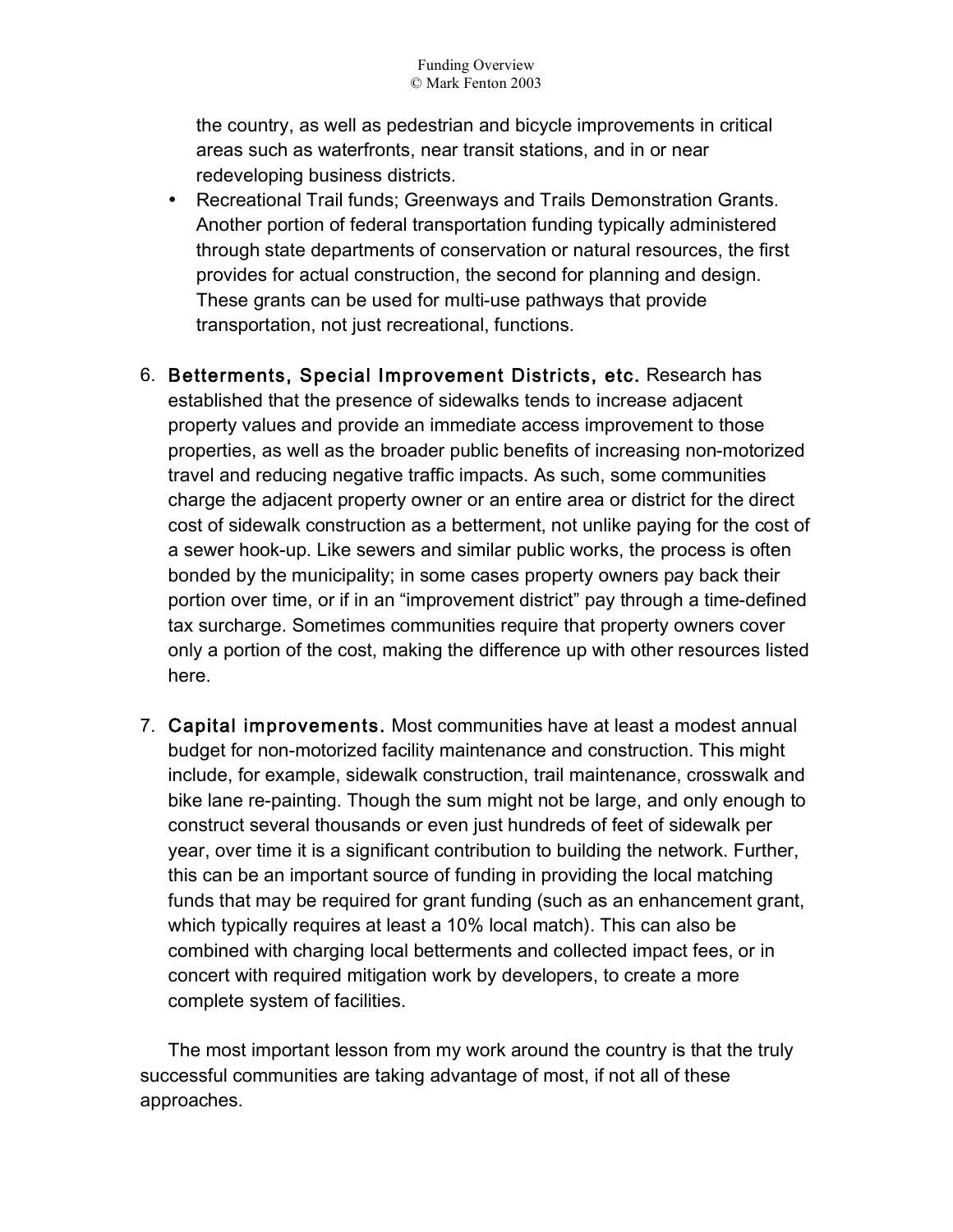the country, as well as pedestrian and bicycle improvements in critical areas such as waterfronts, near transit stations, and in or near redeveloping business districts.

- Recreational Trail funds; Greenways and Trails Demonstration Grants. Another portion of federal transportation funding typically administered through state departments of conservation or natural resources, the first provides for actual construction, the second for planning and design. These grants can be used for multi-use pathways that provide transportation, not just recreational, functions.

6. **Betterments, Special Improvement Districts, etc.** Research has established that the presence of sidewalks tends to increase adjacent property values and provide an immediate access improvement to those properties, as well as the broader public benefits of increasing non-motorized travel and reducing negative traffic impacts. As such, some communities charge the adjacent property owner or an entire area or district for the direct cost of sidewalk construction as a betterment, not unlike paying for the cost of a sewer hook-up. Like sewers and similar public works, the process is often bonded by the municipality; in some cases property owners pay back their portion over time, or if in an "improvement district" pay through a time-defined tax surcharge. Sometimes communities require that property owners cover only a portion of the cost, making the difference up with other resources listed here.

7. **Capital improvements.** Most communities have at least a modest annual budget for non-motorized facility maintenance and construction. This might include, for example, sidewalk construction, trail maintenance, crosswalk and bike lane re-painting. Though the sum might not be large, and only enough to construct several thousands or even just hundreds of feet of sidewalk per year, over time it is a significant contribution to building the network. Further, this can be an important source of funding in providing the local matching funds that may be required for grant funding (such as an enhancement grant, which typically requires at least a 10% local match). This can also be combined with charging local betterments and collected impact fees, or in concert with required mitigation work by developers, to create a more complete system of facilities.

The most important lesson from my work around the country is that the truly successful communities are taking advantage of most, if not all of these approaches.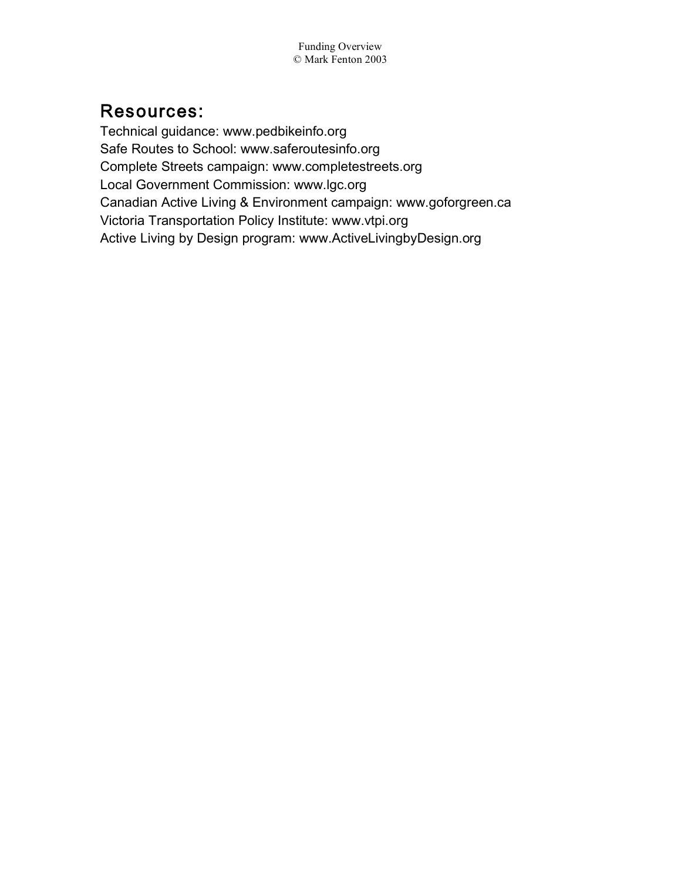## Resources:

Technical guidance: www.pedbikeinfo.org
Safe Routes to School: www.saferoutesinfo.org
Complete Streets campaign: www.completestreets.org
Local Government Commission: www.lgc.org
Canadian Active Living & Environment campaign: www.goforgreen.ca
Victoria Transportation Policy Institute: www.vtpi.org
Active Living by Design program: www.ActiveLivingbyDesign.org